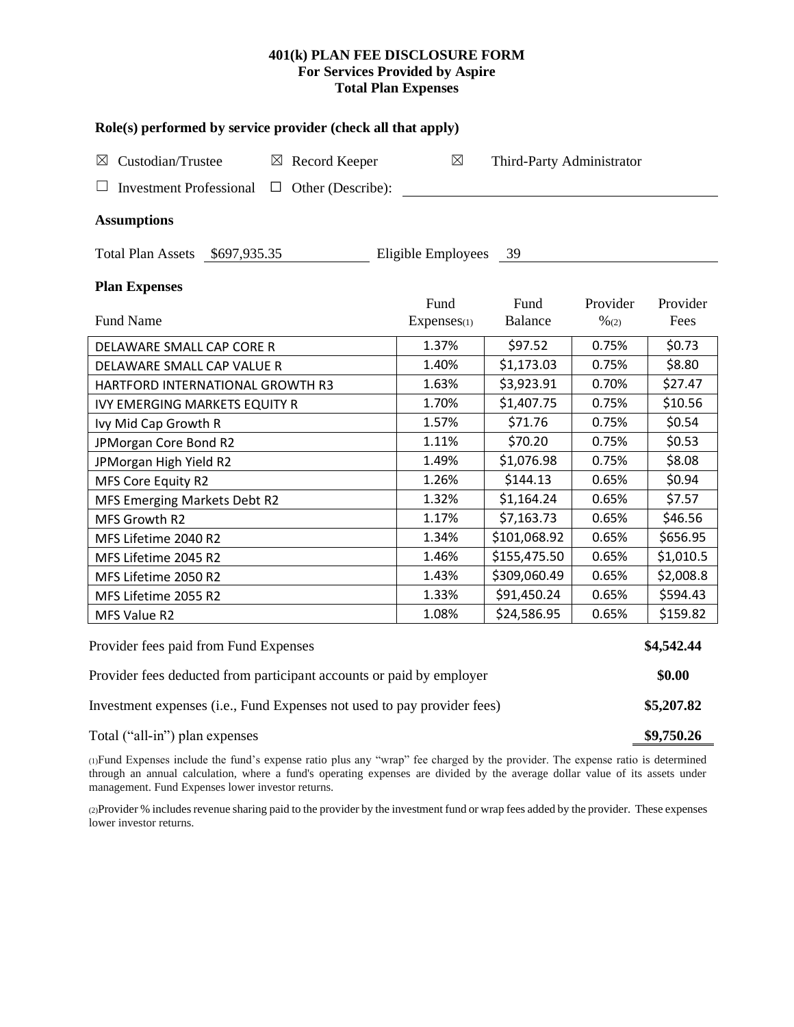# 401(k) PLAN FEE DISCLOSURE FORM
## For Services Provided by Aspire
## Total Plan Expenses

### Role(s) performed by service provider (check all that apply)

☒ Custodian/Trustee ☒ Record Keeper ☒ Third-Party Administrator

☐ Investment Professional ☐ Other (Describe): ____________________

### Assumptions

Total Plan Assets $697,935.35 Eligible Employees 39

### Plan Expenses

| Fund Name | Fund Expenses(1) | Fund Balance | Provider %(2) | Provider Fees |
|---|---|---|---|---|
| DELAWARE SMALL CAP CORE R | 1.37% | $97.52 | 0.75% | $0.73 |
| DELAWARE SMALL CAP VALUE R | 1.40% | $1,173.03 | 0.75% | $8.80 |
| HARTFORD INTERNATIONAL GROWTH R3 | 1.63% | $3,923.91 | 0.70% | $27.47 |
| IVY EMERGING MARKETS EQUITY R | 1.70% | $1,407.75 | 0.75% | $10.56 |
| Ivy Mid Cap Growth R | 1.57% | $71.76 | 0.75% | $0.54 |
| JPMorgan Core Bond R2 | 1.11% | $70.20 | 0.75% | $0.53 |
| JPMorgan High Yield R2 | 1.49% | $1,076.98 | 0.75% | $8.08 |
| MFS Core Equity R2 | 1.26% | $144.13 | 0.65% | $0.94 |
| MFS Emerging Markets Debt R2 | 1.32% | $1,164.24 | 0.65% | $7.57 |
| MFS Growth R2 | 1.17% | $7,163.73 | 0.65% | $46.56 |
| MFS Lifetime 2040 R2 | 1.34% | $101,068.92 | 0.65% | $656.95 |
| MFS Lifetime 2045 R2 | 1.46% | $155,475.50 | 0.65% | $1,010.5 |
| MFS Lifetime 2050 R2 | 1.43% | $309,060.49 | 0.65% | $2,008.8 |
| MFS Lifetime 2055 R2 | 1.33% | $91,450.24 | 0.65% | $594.43 |
| MFS Value R2 | 1.08% | $24,586.95 | 0.65% | $159.82 |

| | |
|---|---|
| Provider fees paid from Fund Expenses | **$4,542.44** |
| Provider fees deducted from participant accounts or paid by employer | **$0.00** |
| Investment expenses (i.e., Fund Expenses not used to pay provider fees) | **$5,207.82** |
| Total ("all-in") plan expenses | **$9,750.26** |

(1)Fund Expenses include the fund's expense ratio plus any "wrap" fee charged by the provider. The expense ratio is determined through an annual calculation, where a fund's operating expenses are divided by the average dollar value of its assets under management. Fund Expenses lower investor returns.

(2)Provider % includes revenue sharing paid to the provider by the investment fund or wrap fees added by the provider. These expenses lower investor returns.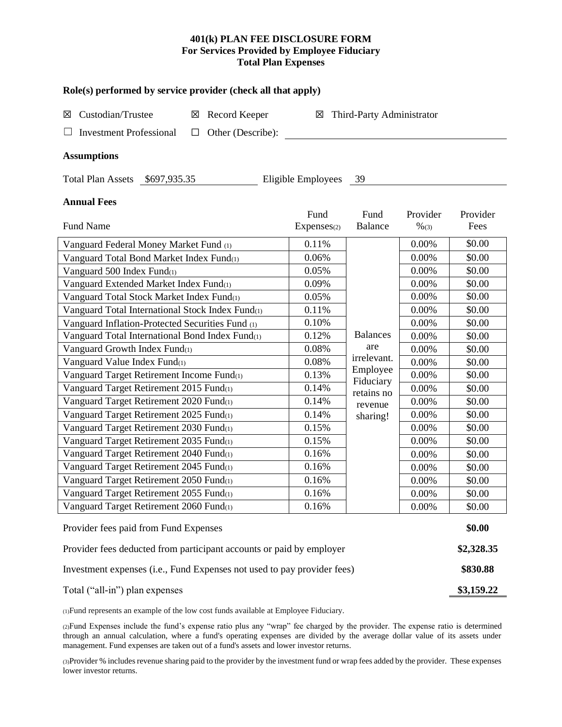**401(k) PLAN FEE DISCLOSURE FORM**
**For Services Provided by Employee Fiduciary**
**Total Plan Expenses**

### Role(s) performed by service provider (check all that apply)

☒ Custodian/Trustee ☒ Record Keeper ☒ Third-Party Administrator

☐ Investment Professional ☐ Other (Describe):

### Assumptions

Total Plan Assets $697,935.35 Eligible Employees 39

### Annual Fees

| Fund Name | Fund Expenses(2) | Fund Balance | Provider %(3) | Provider Fees |
|---|---|---|---|---|
| Vanguard Federal Money Market Fund (1) | 0.11% | Balances are irrelevant. Employee Fiduciary retains no revenue sharing! | 0.00% | $0.00 |
| Vanguard Total Bond Market Index Fund(1) | 0.06% | | 0.00% | $0.00 |
| Vanguard 500 Index Fund(1) | 0.05% | | 0.00% | $0.00 |
| Vanguard Extended Market Index Fund(1) | 0.09% | | 0.00% | $0.00 |
| Vanguard Total Stock Market Index Fund(1) | 0.05% | | 0.00% | $0.00 |
| Vanguard Total International Stock Index Fund(1) | 0.11% | | 0.00% | $0.00 |
| Vanguard Inflation-Protected Securities Fund (1) | 0.10% | | 0.00% | $0.00 |
| Vanguard Total International Bond Index Fund(1) | 0.12% | | 0.00% | $0.00 |
| Vanguard Growth Index Fund(1) | 0.08% | | 0.00% | $0.00 |
| Vanguard Value Index Fund(1) | 0.08% | | 0.00% | $0.00 |
| Vanguard Target Retirement Income Fund(1) | 0.13% | | 0.00% | $0.00 |
| Vanguard Target Retirement 2015 Fund(1) | 0.14% | | 0.00% | $0.00 |
| Vanguard Target Retirement 2020 Fund(1) | 0.14% | | 0.00% | $0.00 |
| Vanguard Target Retirement 2025 Fund(1) | 0.14% | | 0.00% | $0.00 |
| Vanguard Target Retirement 2030 Fund(1) | 0.15% | | 0.00% | $0.00 |
| Vanguard Target Retirement 2035 Fund(1) | 0.15% | | 0.00% | $0.00 |
| Vanguard Target Retirement 2040 Fund(1) | 0.16% | | 0.00% | $0.00 |
| Vanguard Target Retirement 2045 Fund(1) | 0.16% | | 0.00% | $0.00 |
| Vanguard Target Retirement 2050 Fund(1) | 0.16% | | 0.00% | $0.00 |
| Vanguard Target Retirement 2055 Fund(1) | 0.16% | | 0.00% | $0.00 |
| Vanguard Target Retirement 2060 Fund(1) | 0.16% | | 0.00% | $0.00 |

| | |
|---|---|
| Provider fees paid from Fund Expenses | **$0.00** |
| Provider fees deducted from participant accounts or paid by employer | **$2,328.35** |
| Investment expenses (i.e., Fund Expenses not used to pay provider fees) | **$830.88** |
| Total ("all-in") plan expenses | **$3,159.22** |

(1)Fund represents an example of the low cost funds available at Employee Fiduciary.

(2)Fund Expenses include the fund's expense ratio plus any "wrap" fee charged by the provider. The expense ratio is determined through an annual calculation, where a fund's operating expenses are divided by the average dollar value of its assets under management. Fund expenses are taken out of a fund's assets and lower investor returns.

(3)Provider % includes revenue sharing paid to the provider by the investment fund or wrap fees added by the provider. These expenses lower investor returns.